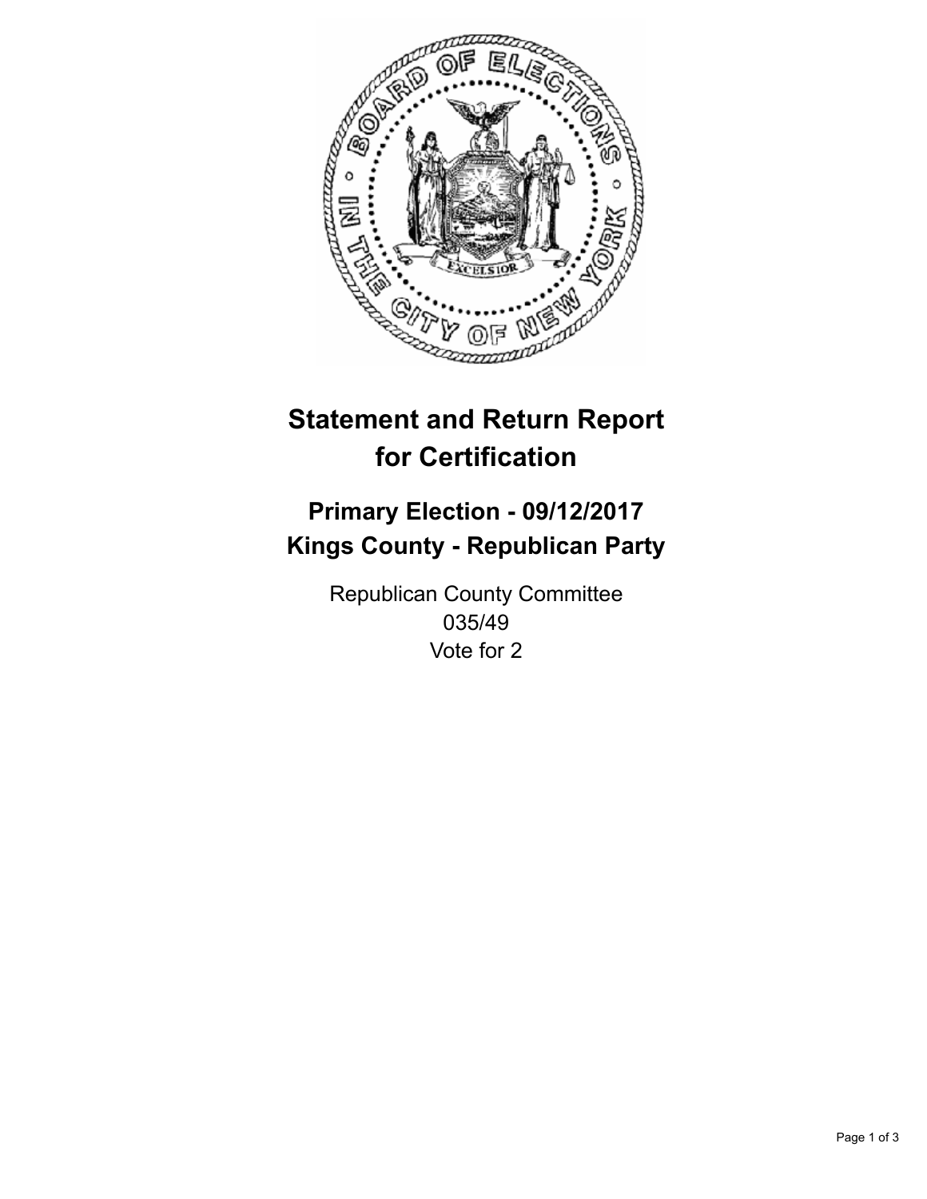# Statement and Return Report for Certification

## Primary Election - 09/12/2017
## Kings County - Republican Party

Republican County Committee
035/49
Vote for 2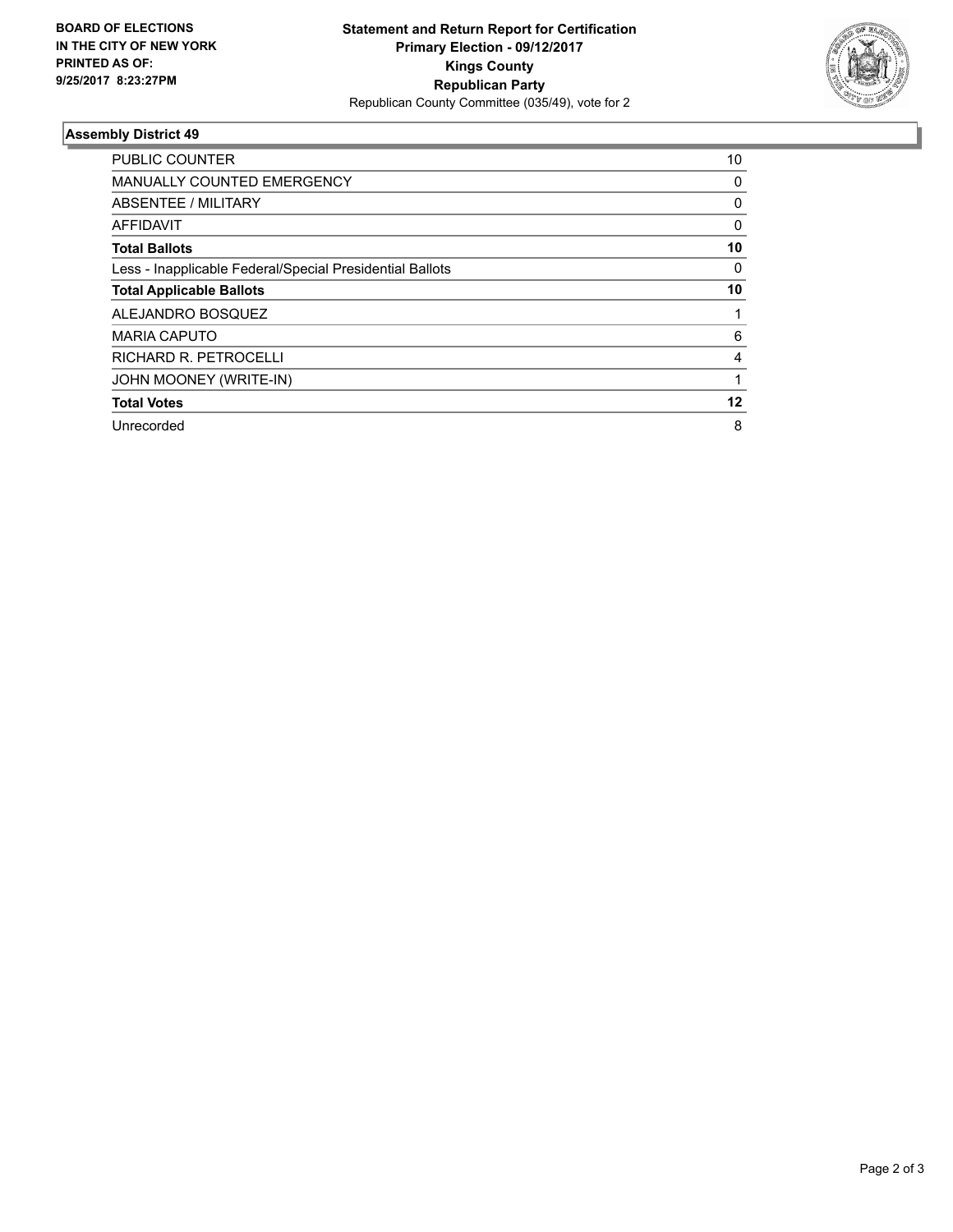**BOARD OF ELECTIONS IN THE CITY OF NEW YORK PRINTED AS OF: 9/25/2017 8:23:27PM**

**Statement and Return Report for Certification**
**Primary Election - 09/12/2017**
**Kings County**
**Republican Party**
Republican County Committee (035/49), vote for 2

## Assembly District 49

| | |
|---|---|
| PUBLIC COUNTER | 10 |
| MANUALLY COUNTED EMERGENCY | 0 |
| ABSENTEE / MILITARY | 0 |
| AFFIDAVIT | 0 |
| **Total Ballots** | **10** |
| Less - Inapplicable Federal/Special Presidential Ballots | 0 |
| **Total Applicable Ballots** | **10** |
| ALEJANDRO BOSQUEZ | 1 |
| MARIA CAPUTO | 6 |
| RICHARD R. PETROCELLI | 4 |
| JOHN MOONEY (WRITE-IN) | 1 |
| **Total Votes** | **12** |
| Unrecorded | 8 |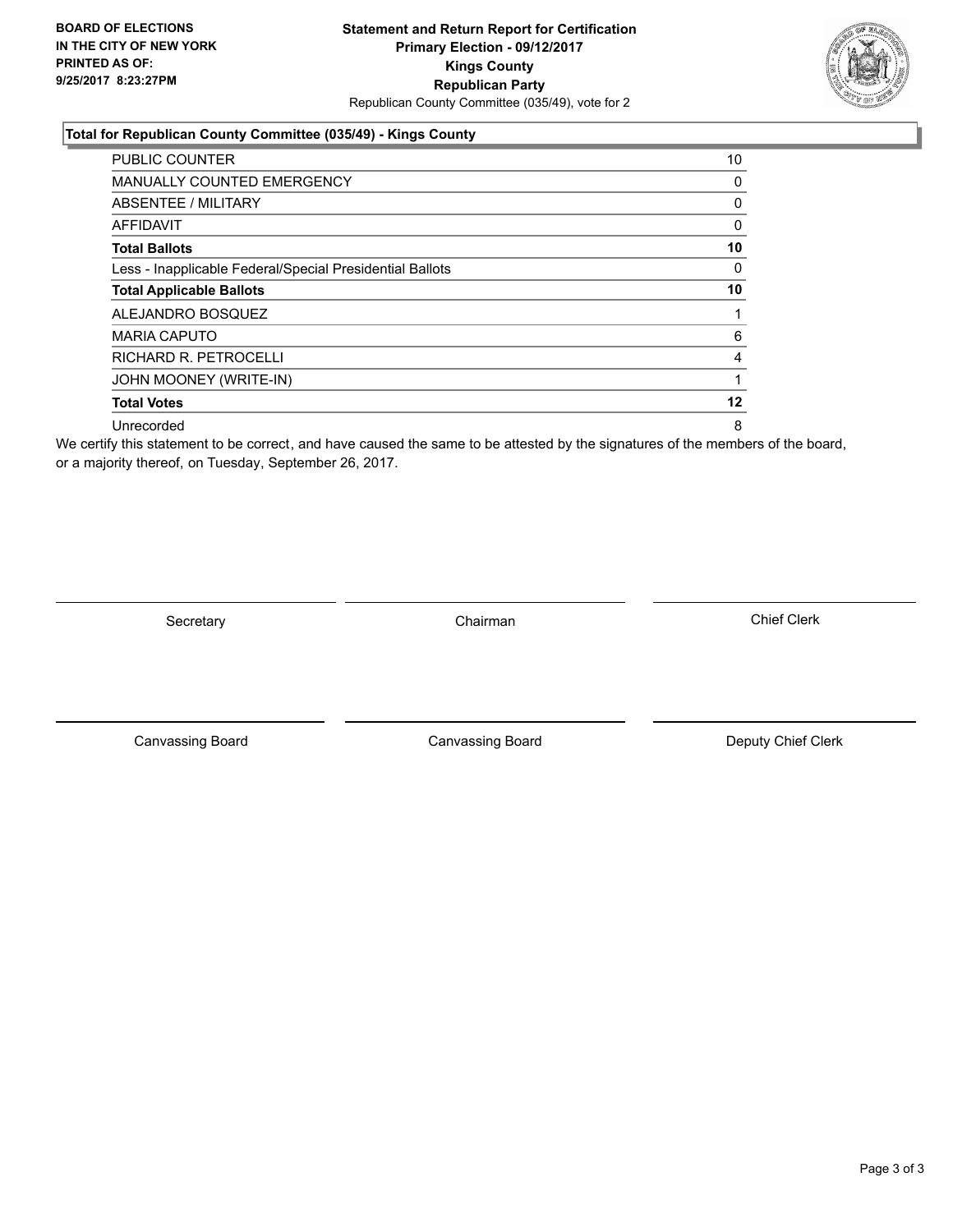**BOARD OF ELECTIONS**
**IN THE CITY OF NEW YORK**
**PRINTED AS OF:**
**9/25/2017 8:23:27PM**

**Statement and Return Report for Certification**
**Primary Election - 09/12/2017**
**Kings County**
**Republican Party**
Republican County Committee (035/49), vote for 2

### Total for Republican County Committee (035/49) - Kings County

| | |
|---|---|
| PUBLIC COUNTER | 10 |
| MANUALLY COUNTED EMERGENCY | 0 |
| ABSENTEE / MILITARY | 0 |
| AFFIDAVIT | 0 |
| **Total Ballots** | **10** |
| Less - Inapplicable Federal/Special Presidential Ballots | 0 |
| **Total Applicable Ballots** | **10** |
| ALEJANDRO BOSQUEZ | 1 |
| MARIA CAPUTO | 6 |
| RICHARD R. PETROCELLI | 4 |
| JOHN MOONEY (WRITE-IN) | 1 |
| **Total Votes** | **12** |
| Unrecorded | 8 |

We certify this statement to be correct, and have caused the same to be attested by the signatures of the members of the board, or a majority thereof, on Tuesday, September 26, 2017.

Secretary

Chairman

Chief Clerk

Canvassing Board

Canvassing Board

Deputy Chief Clerk